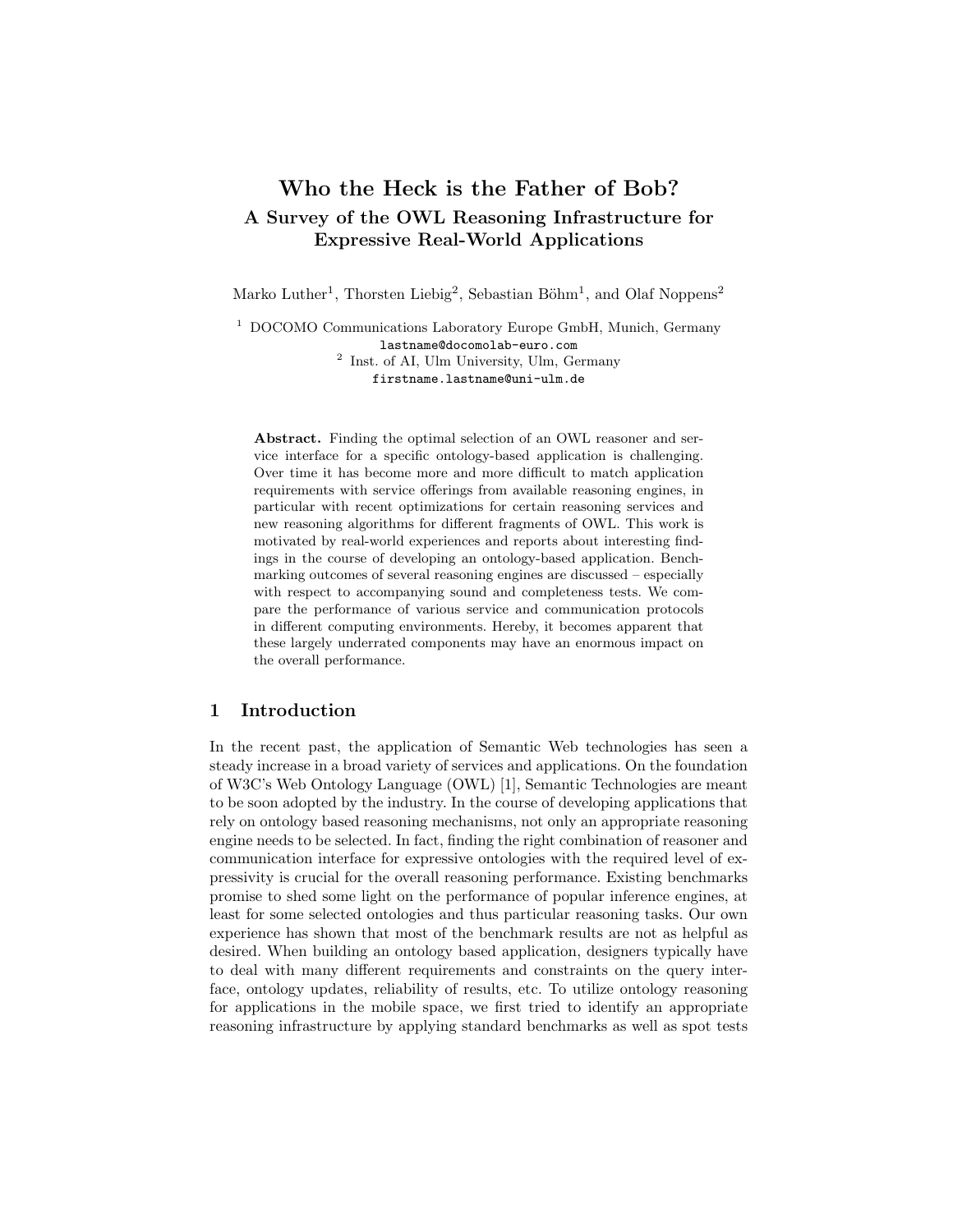# Who the Heck is the Father of Bob?

## A Survey of the OWL Reasoning Infrastructure for Expressive Real-World Applications

Marko Luther[1], Thorsten Liebig[2], Sebastian Böhm[1], and Olaf Noppens[2]

[1] DOCOMO Communications Laboratory Europe GmbH, Munich, Germany
lastname@docomolab-euro.com
[2] Inst. of AI, Ulm University, Ulm, Germany
firstname.lastname@uni-ulm.de

**Abstract.** Finding the optimal selection of an OWL reasoner and service interface for a specific ontology-based application is challenging. Over time it has become more and more difficult to match application requirements with service offerings from available reasoning engines, in particular with recent optimizations for certain reasoning services and new reasoning algorithms for different fragments of OWL. This work is motivated by real-world experiences and reports about interesting findings in the course of developing an ontology-based application. Benchmarking outcomes of several reasoning engines are discussed – especially with respect to accompanying sound and completeness tests. We compare the performance of various service and communication protocols in different computing environments. Hereby, it becomes apparent that these largely underrated components may have an enormous impact on the overall performance.

## 1 Introduction

In the recent past, the application of Semantic Web technologies has seen a steady increase in a broad variety of services and applications. On the foundation of W3C's Web Ontology Language (OWL) [1], Semantic Technologies are meant to be soon adopted by the industry. In the course of developing applications that rely on ontology based reasoning mechanisms, not only an appropriate reasoning engine needs to be selected. In fact, finding the right combination of reasoner and communication interface for expressive ontologies with the required level of expressivity is crucial for the overall reasoning performance. Existing benchmarks promise to shed some light on the performance of popular inference engines, at least for some selected ontologies and thus particular reasoning tasks. Our own experience has shown that most of the benchmark results are not as helpful as desired. When building an ontology based application, designers typically have to deal with many different requirements and constraints on the query interface, ontology updates, reliability of results, etc. To utilize ontology reasoning for applications in the mobile space, we first tried to identify an appropriate reasoning infrastructure by applying standard benchmarks as well as spot tests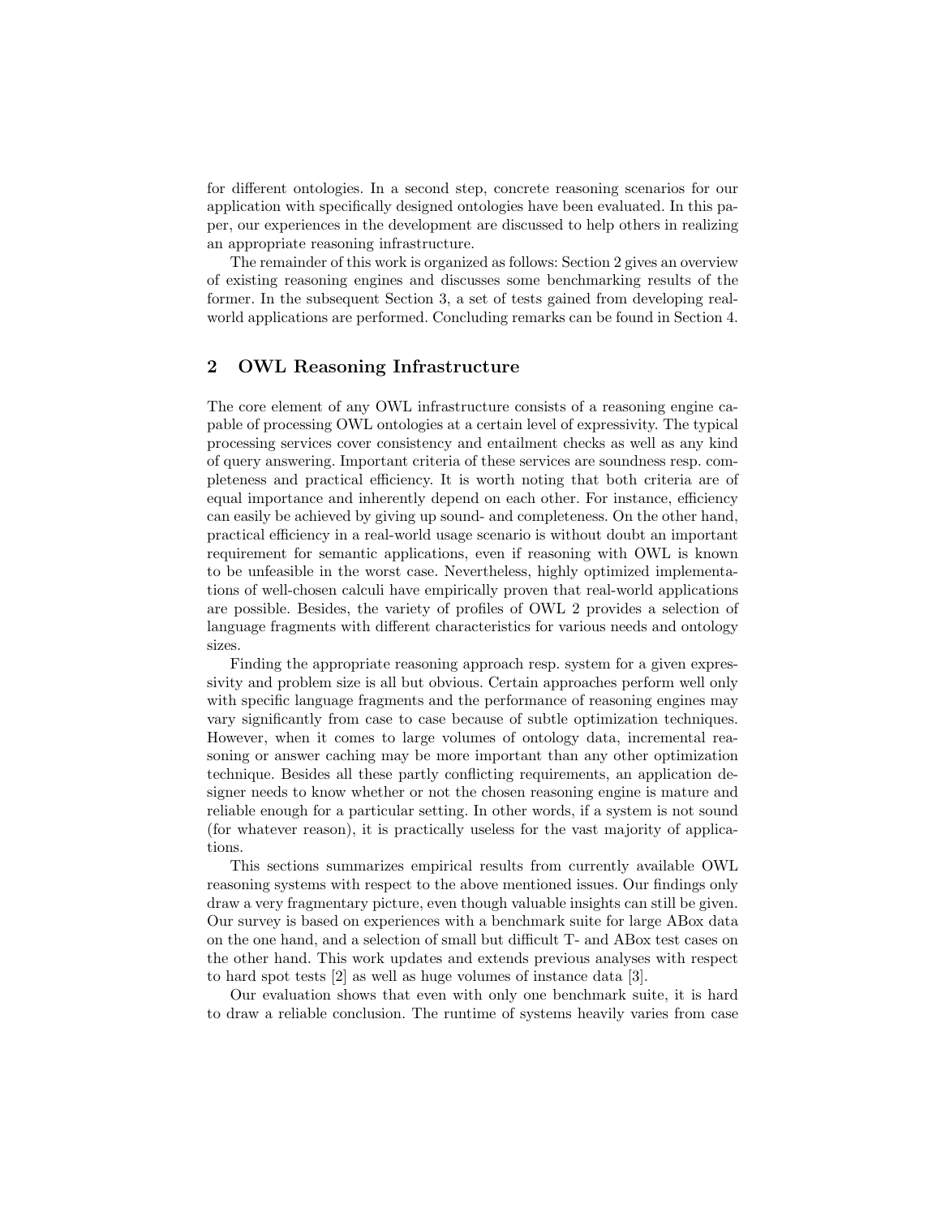for different ontologies. In a second step, concrete reasoning scenarios for our application with specifically designed ontologies have been evaluated. In this paper, our experiences in the development are discussed to help others in realizing an appropriate reasoning infrastructure.

The remainder of this work is organized as follows: Section 2 gives an overview of existing reasoning engines and discusses some benchmarking results of the former. In the subsequent Section 3, a set of tests gained from developing real-world applications are performed. Concluding remarks can be found in Section 4.

## 2 OWL Reasoning Infrastructure

The core element of any OWL infrastructure consists of a reasoning engine capable of processing OWL ontologies at a certain level of expressivity. The typical processing services cover consistency and entailment checks as well as any kind of query answering. Important criteria of these services are soundness resp. completeness and practical efficiency. It is worth noting that both criteria are of equal importance and inherently depend on each other. For instance, efficiency can easily be achieved by giving up sound- and completeness. On the other hand, practical efficiency in a real-world usage scenario is without doubt an important requirement for semantic applications, even if reasoning with OWL is known to be unfeasible in the worst case. Nevertheless, highly optimized implementations of well-chosen calculi have empirically proven that real-world applications are possible. Besides, the variety of profiles of OWL 2 provides a selection of language fragments with different characteristics for various needs and ontology sizes.

Finding the appropriate reasoning approach resp. system for a given expressivity and problem size is all but obvious. Certain approaches perform well only with specific language fragments and the performance of reasoning engines may vary significantly from case to case because of subtle optimization techniques. However, when it comes to large volumes of ontology data, incremental reasoning or answer caching may be more important than any other optimization technique. Besides all these partly conflicting requirements, an application designer needs to know whether or not the chosen reasoning engine is mature and reliable enough for a particular setting. In other words, if a system is not sound (for whatever reason), it is practically useless for the vast majority of applications.

This sections summarizes empirical results from currently available OWL reasoning systems with respect to the above mentioned issues. Our findings only draw a very fragmentary picture, even though valuable insights can still be given. Our survey is based on experiences with a benchmark suite for large ABox data on the one hand, and a selection of small but difficult T- and ABox test cases on the other hand. This work updates and extends previous analyses with respect to hard spot tests [2] as well as huge volumes of instance data [3].

Our evaluation shows that even with only one benchmark suite, it is hard to draw a reliable conclusion. The runtime of systems heavily varies from case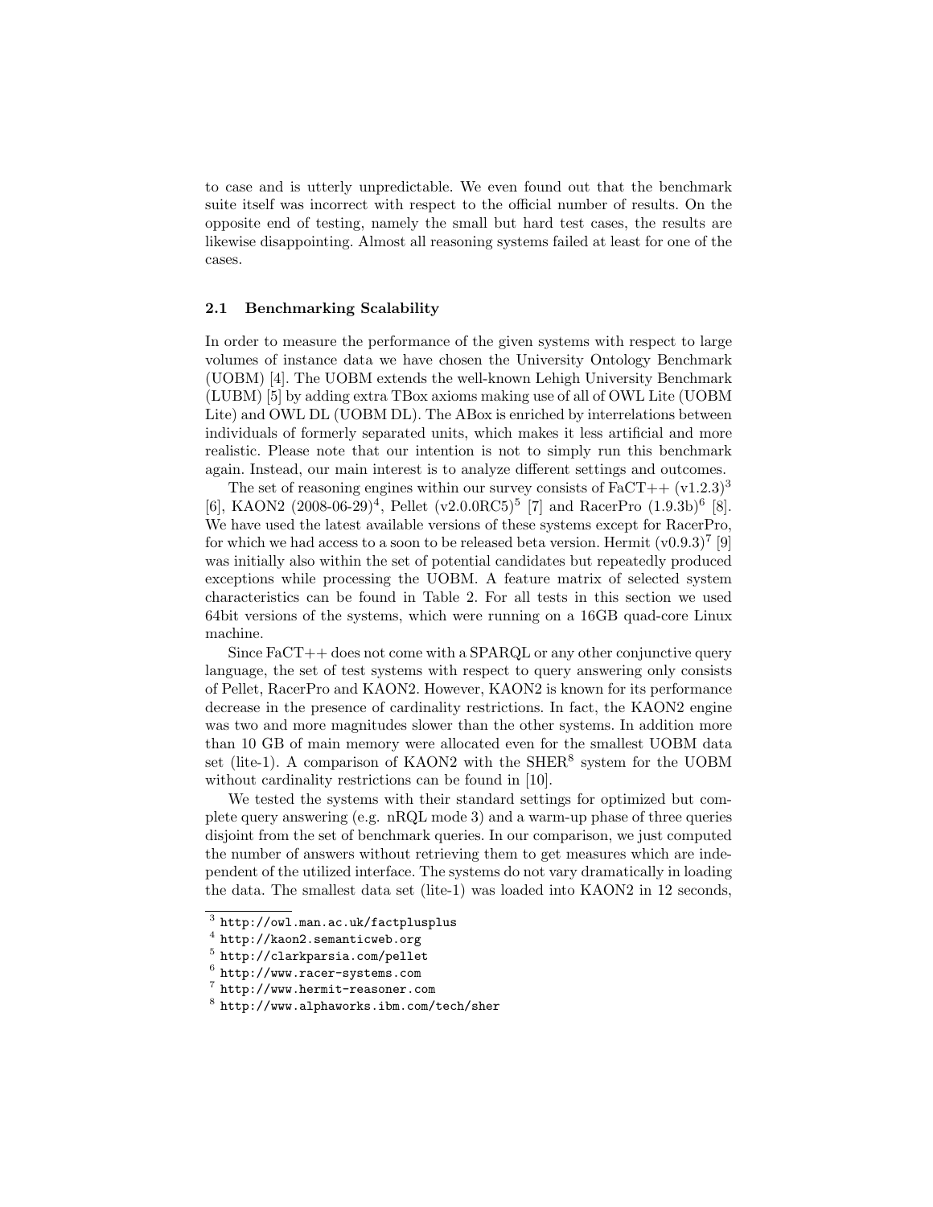to case and is utterly unpredictable. We even found out that the benchmark suite itself was incorrect with respect to the official number of results. On the opposite end of testing, namely the small but hard test cases, the results are likewise disappointing. Almost all reasoning systems failed at least for one of the cases.

### 2.1 Benchmarking Scalability

In order to measure the performance of the given systems with respect to large volumes of instance data we have chosen the University Ontology Benchmark (UOBM) [4]. The UOBM extends the well-known Lehigh University Benchmark (LUBM) [5] by adding extra TBox axioms making use of all of OWL Lite (UOBM Lite) and OWL DL (UOBM DL). The ABox is enriched by interrelations between individuals of formerly separated units, which makes it less artificial and more realistic. Please note that our intention is not to simply run this benchmark again. Instead, our main interest is to analyze different settings and outcomes.

The set of reasoning engines within our survey consists of FaCT++ (v1.2.3)[3] [6], KAON2 (2008-06-29)[4], Pellet (v2.0.0RC5)[5] [7] and RacerPro (1.9.3b)[6] [8]. We have used the latest available versions of these systems except for RacerPro, for which we had access to a soon to be released beta version. Hermit (v0.9.3)[7] [9] was initially also within the set of potential candidates but repeatedly produced exceptions while processing the UOBM. A feature matrix of selected system characteristics can be found in Table 2. For all tests in this section we used 64bit versions of the systems, which were running on a 16GB quad-core Linux machine.

Since FaCT++ does not come with a SPARQL or any other conjunctive query language, the set of test systems with respect to query answering only consists of Pellet, RacerPro and KAON2. However, KAON2 is known for its performance decrease in the presence of cardinality restrictions. In fact, the KAON2 engine was two and more magnitudes slower than the other systems. In addition more than 10 GB of main memory were allocated even for the smallest UOBM data set (lite-1). A comparison of KAON2 with the SHER[8] system for the UOBM without cardinality restrictions can be found in [10].

We tested the systems with their standard settings for optimized but complete query answering (e.g. nRQL mode 3) and a warm-up phase of three queries disjoint from the set of benchmark queries. In our comparison, we just computed the number of answers without retrieving them to get measures which are independent of the utilized interface. The systems do not vary dramatically in loading the data. The smallest data set (lite-1) was loaded into KAON2 in 12 seconds,

---

[3] http://owl.man.ac.uk/factplusplus
[4] http://kaon2.semanticweb.org
[5] http://clarkparsia.com/pellet
[6] http://www.racer-systems.com
[7] http://www.hermit-reasoner.com
[8] http://www.alphaworks.ibm.com/tech/sher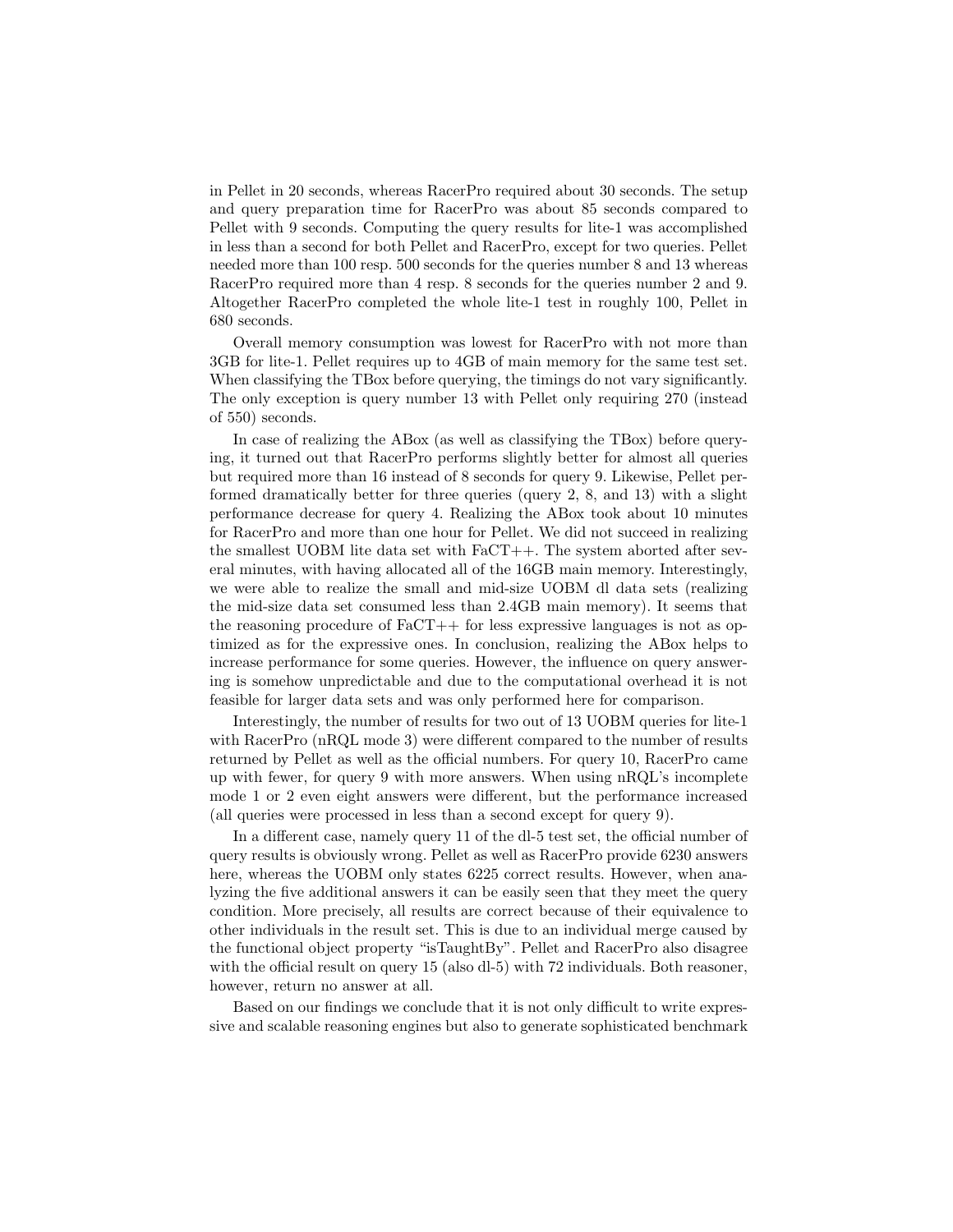in Pellet in 20 seconds, whereas RacerPro required about 30 seconds. The setup and query preparation time for RacerPro was about 85 seconds compared to Pellet with 9 seconds. Computing the query results for lite-1 was accomplished in less than a second for both Pellet and RacerPro, except for two queries. Pellet needed more than 100 resp. 500 seconds for the queries number 8 and 13 whereas RacerPro required more than 4 resp. 8 seconds for the queries number 2 and 9. Altogether RacerPro completed the whole lite-1 test in roughly 100, Pellet in 680 seconds.

Overall memory consumption was lowest for RacerPro with not more than 3GB for lite-1. Pellet requires up to 4GB of main memory for the same test set. When classifying the TBox before querying, the timings do not vary significantly. The only exception is query number 13 with Pellet only requiring 270 (instead of 550) seconds.

In case of realizing the ABox (as well as classifying the TBox) before querying, it turned out that RacerPro performs slightly better for almost all queries but required more than 16 instead of 8 seconds for query 9. Likewise, Pellet performed dramatically better for three queries (query 2, 8, and 13) with a slight performance decrease for query 4. Realizing the ABox took about 10 minutes for RacerPro and more than one hour for Pellet. We did not succeed in realizing the smallest UOBM lite data set with FaCT++. The system aborted after several minutes, with having allocated all of the 16GB main memory. Interestingly, we were able to realize the small and mid-size UOBM dl data sets (realizing the mid-size data set consumed less than 2.4GB main memory). It seems that the reasoning procedure of FaCT++ for less expressive languages is not as optimized as for the expressive ones. In conclusion, realizing the ABox helps to increase performance for some queries. However, the influence on query answering is somehow unpredictable and due to the computational overhead it is not feasible for larger data sets and was only performed here for comparison.

Interestingly, the number of results for two out of 13 UOBM queries for lite-1 with RacerPro (nRQL mode 3) were different compared to the number of results returned by Pellet as well as the official numbers. For query 10, RacerPro came up with fewer, for query 9 with more answers. When using nRQL's incomplete mode 1 or 2 even eight answers were different, but the performance increased (all queries were processed in less than a second except for query 9).

In a different case, namely query 11 of the dl-5 test set, the official number of query results is obviously wrong. Pellet as well as RacerPro provide 6230 answers here, whereas the UOBM only states 6225 correct results. However, when analyzing the five additional answers it can be easily seen that they meet the query condition. More precisely, all results are correct because of their equivalence to other individuals in the result set. This is due to an individual merge caused by the functional object property "isTaughtBy". Pellet and RacerPro also disagree with the official result on query 15 (also dl-5) with 72 individuals. Both reasoner, however, return no answer at all.

Based on our findings we conclude that it is not only difficult to write expressive and scalable reasoning engines but also to generate sophisticated benchmark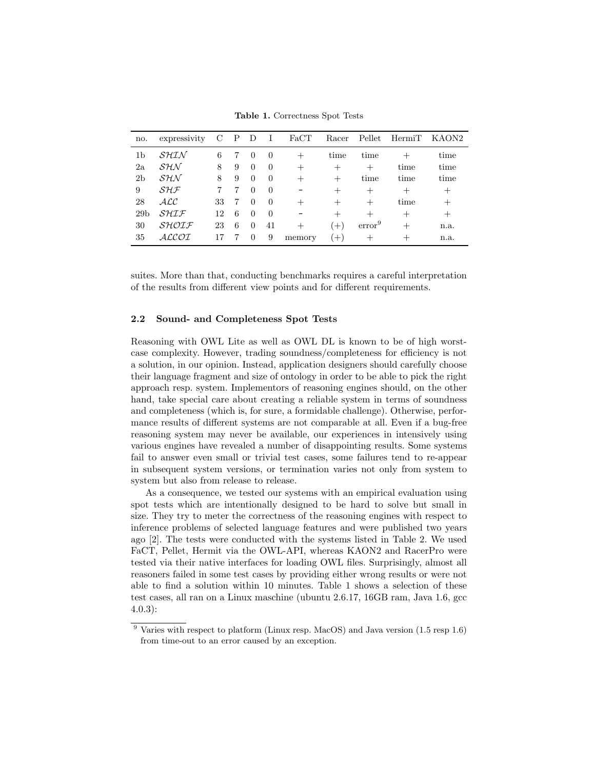**Table 1.** Correctness Spot Tests

| no. | expressivity | C | P | D | I | FaCT | Racer | Pellet | HermiT | KAON2 |
|---|---|---|---|---|---|---|---|---|---|---|
| 1b | $\mathcal{SHIN}$ | 6 | 7 | 0 | 0 | + | time | time | + | time |
| 2a | $\mathcal{SHN}$ | 8 | 9 | 0 | 0 | + | + | + | time | time |
| 2b | $\mathcal{SHN}$ | 8 | 9 | 0 | 0 | + | + | time | time | time |
| 9 | $\mathcal{SHF}$ | 7 | 7 | 0 | 0 | - | + | + | + | + |
| 28 | $\mathcal{ALC}$ | 33 | 7 | 0 | 0 | + | + | + | time | + |
| 29b | $\mathcal{SHIF}$ | 12 | 6 | 0 | 0 | - | + | + | + | + |
| 30 | $\mathcal{SHOIF}$ | 23 | 6 | 0 | 41 | + | (+) | error[9] | + | n.a. |
| 35 | $\mathcal{ALCOI}$ | 17 | 7 | 0 | 9 | memory | (+) | + | + | n.a. |

suites. More than that, conducting benchmarks requires a careful interpretation of the results from different view points and for different requirements.

### 2.2 Sound- and Completeness Spot Tests

Reasoning with OWL Lite as well as OWL DL is known to be of high worst-case complexity. However, trading soundness/completeness for efficiency is not a solution, in our opinion. Instead, application designers should carefully choose their language fragment and size of ontology in order to be able to pick the right approach resp. system. Implementors of reasoning engines should, on the other hand, take special care about creating a reliable system in terms of soundness and completeness (which is, for sure, a formidable challenge). Otherwise, performance results of different systems are not comparable at all. Even if a bug-free reasoning system may never be available, our experiences in intensively using various engines have revealed a number of disappointing results. Some systems fail to answer even small or trivial test cases, some failures tend to re-appear in subsequent system versions, or termination varies not only from system to system but also from release to release.

As a consequence, we tested our systems with an empirical evaluation using spot tests which are intentionally designed to be hard to solve but small in size. They try to meter the correctness of the reasoning engines with respect to inference problems of selected language features and were published two years ago [2]. The tests were conducted with the systems listed in Table 2. We used FaCT, Pellet, Hermit via the OWL-API, whereas KAON2 and RacerPro were tested via their native interfaces for loading OWL files. Surprisingly, almost all reasoners failed in some test cases by providing either wrong results or were not able to find a solution within 10 minutes. Table 1 shows a selection of these test cases, all ran on a Linux maschine (ubuntu 2.6.17, 16GB ram, Java 1.6, gcc 4.0.3):

[9] Varies with respect to platform (Linux resp. MacOS) and Java version (1.5 resp 1.6) from time-out to an error caused by an exception.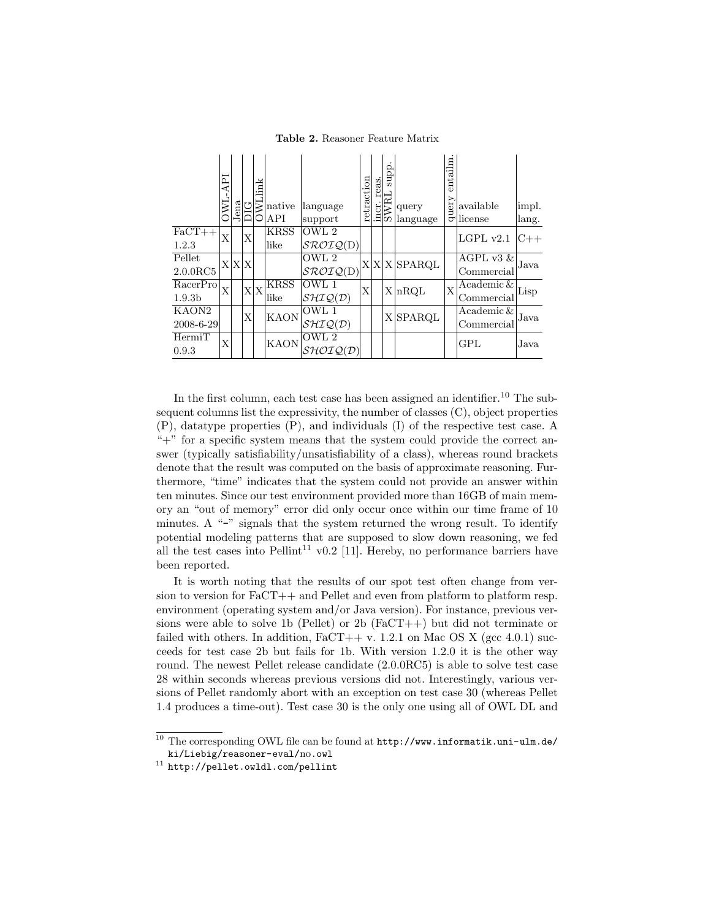**Table 2.** Reasoner Feature Matrix

| | OWL-API | Jena | DIG | OWLlink | native API | language support | retraction | incr. reas. | SWRL supp. | query language | query entailm. | available license | impl. lang. |
|---|---|---|---|---|---|---|---|---|---|---|---|---|---|
| FaCT++ 1.2.3 | X | | X | | KRSS like | OWL 2 $\mathcal{SROIQ}$(D) | | | | | | LGPL v2.1 | C++ |
| Pellet 2.0.0RC5 | X | X | X | | | OWL 2 $\mathcal{SROIQ}$(D) | X | X | X | SPARQL | | AGPL v3 & Commercial | Java |
| RacerPro 1.9.3b | X | | X | X | KRSS like | OWL 1 $\mathcal{SHIQ}(\mathcal{D})$ | X | | X | nRQL | X | Academic & Commercial | Lisp |
| KAON2 2008-6-29 | | | X | | KAON | OWL 1 $\mathcal{SHIQ}(\mathcal{D})$ | | | X | SPARQL | | Academic & Commercial | Java |
| HermiT 0.9.3 | X | | | | KAON | OWL 2 $\mathcal{SHOIQ}(\mathcal{D})$ | | | | | | GPL | Java |

In the first column, each test case has been assigned an identifier.[10] The subsequent columns list the expressivity, the number of classes (C), object properties (P), datatype properties (P), and individuals (I) of the respective test case. A "+" for a specific system means that the system could provide the correct answer (typically satisfiability/unsatisfiability of a class), whereas round brackets denote that the result was computed on the basis of approximate reasoning. Furthermore, "time" indicates that the system could not provide an answer within ten minutes. Since our test environment provided more than 16GB of main memory an "out of memory" error did only occur once within our time frame of 10 minutes. A "-" signals that the system returned the wrong result. To identify potential modeling patterns that are supposed to slow down reasoning, we fed all the test cases into Pellint[11] v0.2 [11]. Hereby, no performance barriers have been reported.

It is worth noting that the results of our spot test often change from version to version for FaCT++ and Pellet and even from platform to platform resp. environment (operating system and/or Java version). For instance, previous versions were able to solve 1b (Pellet) or 2b (FaCT++) but did not terminate or failed with others. In addition, FaCT++ v. 1.2.1 on Mac OS X (gcc 4.0.1) succeeds for test case 2b but fails for 1b. With version 1.2.0 it is the other way round. The newest Pellet release candidate (2.0.0RC5) is able to solve test case 28 within seconds whereas previous versions did not. Interestingly, various versions of Pellet randomly abort with an exception on test case 30 (whereas Pellet 1.4 produces a time-out). Test case 30 is the only one using all of OWL DL and

[10] The corresponding OWL file can be found at `http://www.informatik.uni-ulm.de/ki/Liebig/reasoner-eval/no.owl`

[11] `http://pellet.owldl.com/pellint`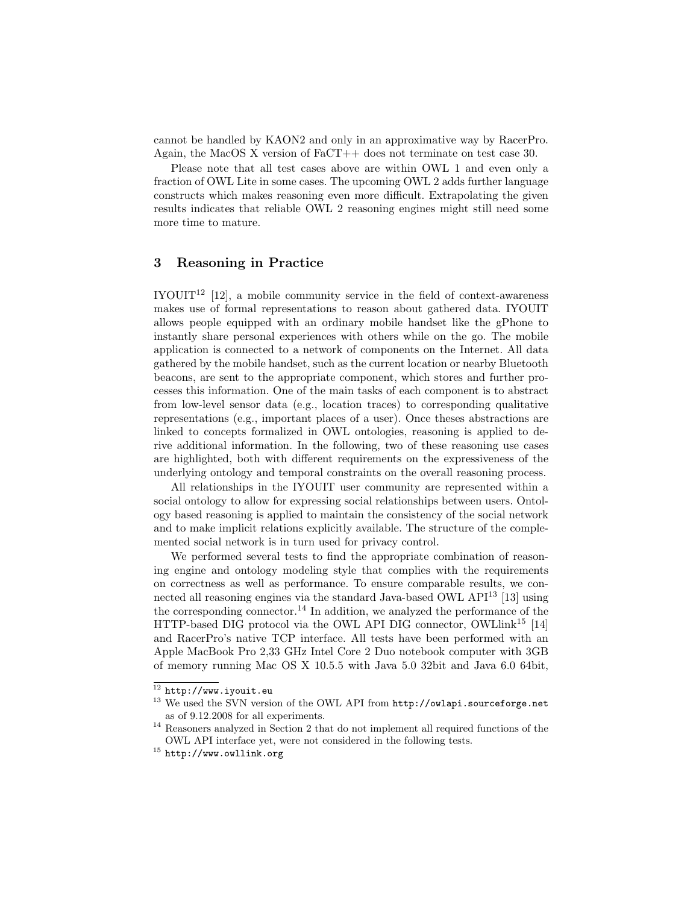cannot be handled by KAON2 and only in an approximative way by RacerPro. Again, the MacOS X version of FaCT++ does not terminate on test case 30.

Please note that all test cases above are within OWL 1 and even only a fraction of OWL Lite in some cases. The upcoming OWL 2 adds further language constructs which makes reasoning even more difficult. Extrapolating the given results indicates that reliable OWL 2 reasoning engines might still need some more time to mature.

## 3 Reasoning in Practice

IYOUIT[12] [12], a mobile community service in the field of context-awareness makes use of formal representations to reason about gathered data. IYOUIT allows people equipped with an ordinary mobile handset like the gPhone to instantly share personal experiences with others while on the go. The mobile application is connected to a network of components on the Internet. All data gathered by the mobile handset, such as the current location or nearby Bluetooth beacons, are sent to the appropriate component, which stores and further processes this information. One of the main tasks of each component is to abstract from low-level sensor data (e.g., location traces) to corresponding qualitative representations (e.g., important places of a user). Once theses abstractions are linked to concepts formalized in OWL ontologies, reasoning is applied to derive additional information. In the following, two of these reasoning use cases are highlighted, both with different requirements on the expressiveness of the underlying ontology and temporal constraints on the overall reasoning process.

All relationships in the IYOUIT user community are represented within a social ontology to allow for expressing social relationships between users. Ontology based reasoning is applied to maintain the consistency of the social network and to make implicit relations explicitly available. The structure of the complemented social network is in turn used for privacy control.

We performed several tests to find the appropriate combination of reasoning engine and ontology modeling style that complies with the requirements on correctness as well as performance. To ensure comparable results, we connected all reasoning engines via the standard Java-based OWL API[13] [13] using the corresponding connector.[14] In addition, we analyzed the performance of the HTTP-based DIG protocol via the OWL API DIG connector, OWLlink[15] [14] and RacerPro's native TCP interface. All tests have been performed with an Apple MacBook Pro 2,33 GHz Intel Core 2 Duo notebook computer with 3GB of memory running Mac OS X 10.5.5 with Java 5.0 32bit and Java 6.0 64bit,

---

[12] `http://www.iyouit.eu`

[13] We used the SVN version of the OWL API from `http://owlapi.sourceforge.net` as of 9.12.2008 for all experiments.

[14] Reasoners analyzed in Section 2 that do not implement all required functions of the OWL API interface yet, were not considered in the following tests.

[15] `http://www.owllink.org`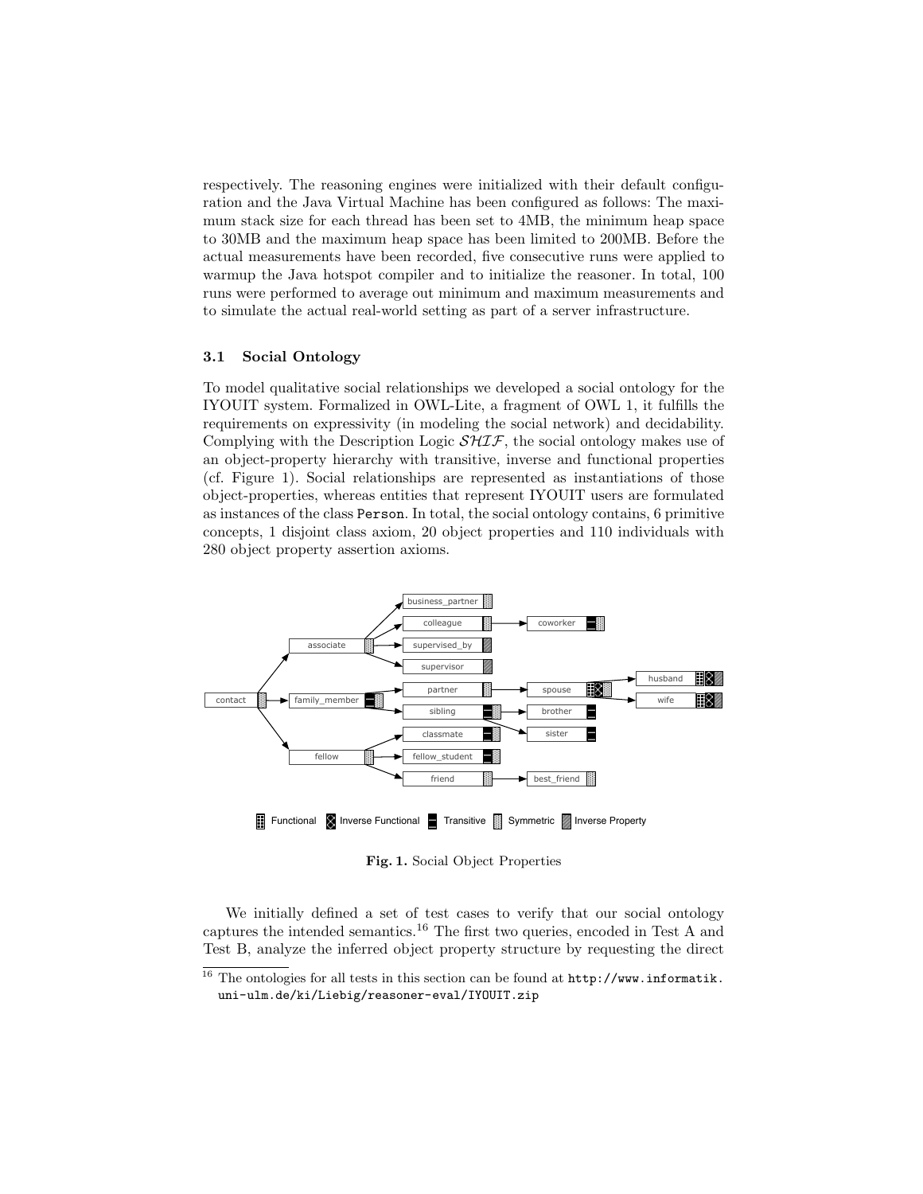respectively. The reasoning engines were initialized with their default configuration and the Java Virtual Machine has been configured as follows: The maximum stack size for each thread has been set to 4MB, the minimum heap space to 30MB and the maximum heap space has been limited to 200MB. Before the actual measurements have been recorded, five consecutive runs were applied to warmup the Java hotspot compiler and to initialize the reasoner. In total, 100 runs were performed to average out minimum and maximum measurements and to simulate the actual real-world setting as part of a server infrastructure.

### 3.1 Social Ontology

To model qualitative social relationships we developed a social ontology for the IYOUIT system. Formalized in OWL-Lite, a fragment of OWL 1, it fulfills the requirements on expressivity (in modeling the social network) and decidability. Complying with the Description Logic $\mathcal{SHIF}$, the social ontology makes use of an object-property hierarchy with transitive, inverse and functional properties (cf. Figure 1). Social relationships are represented as instantiations of those object-properties, whereas entities that represent IYOUIT users are formulated as instances of the class `Person`. In total, the social ontology contains, 6 primitive concepts, 1 disjoint class axiom, 20 object properties and 110 individuals with 280 object property assertion axioms.

**Fig. 1.** Social Object Properties

We initially defined a set of test cases to verify that our social ontology captures the intended semantics.[16] The first two queries, encoded in Test A and Test B, analyze the inferred object property structure by requesting the direct

[16] The ontologies for all tests in this section can be found at `http://www.informatik.uni-ulm.de/ki/Liebig/reasoner-eval/IYOUIT.zip`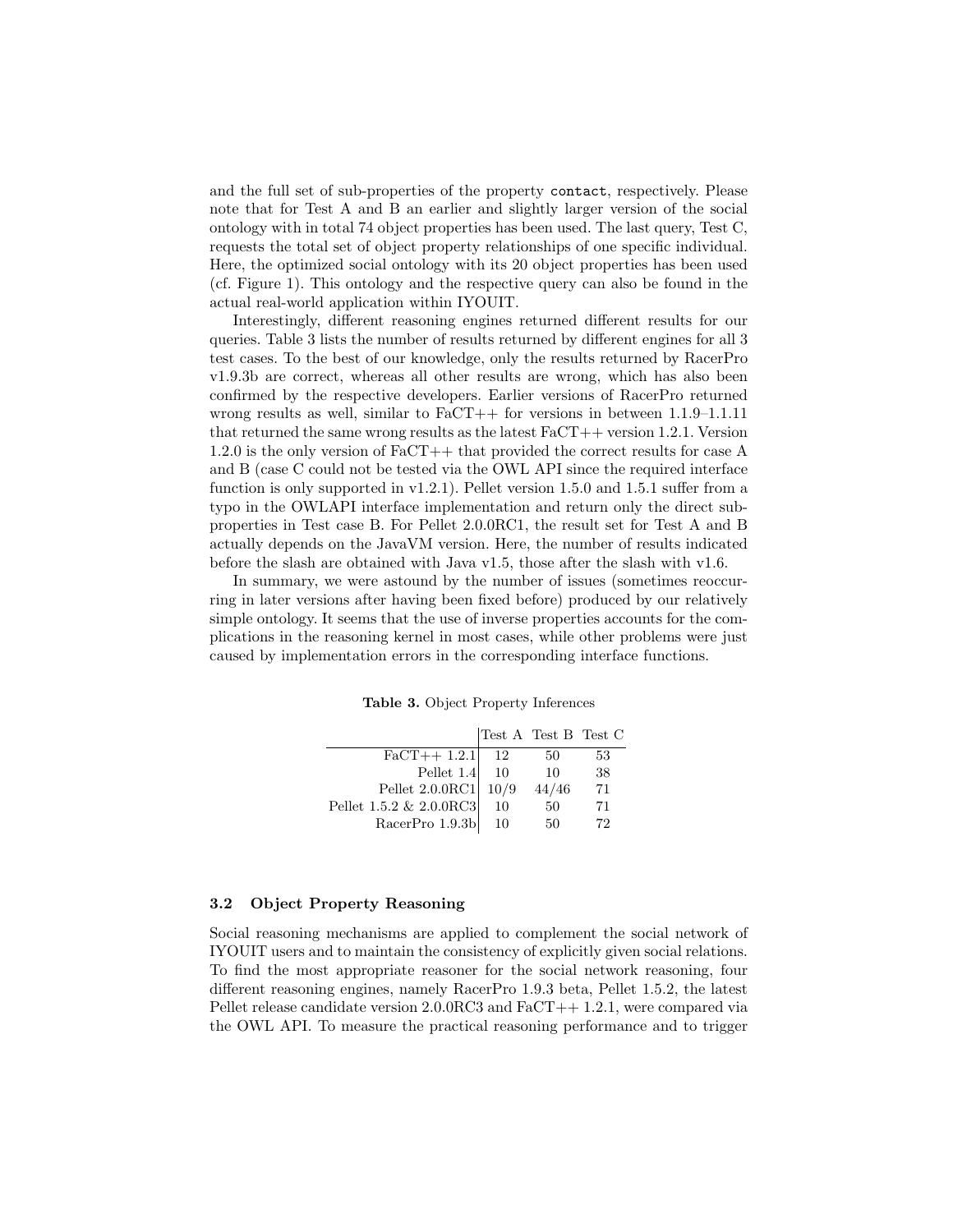and the full set of sub-properties of the property `contact`, respectively. Please note that for Test A and B an earlier and slightly larger version of the social ontology with in total 74 object properties has been used. The last query, Test C, requests the total set of object property relationships of one specific individual. Here, the optimized social ontology with its 20 object properties has been used (cf. Figure 1). This ontology and the respective query can also be found in the actual real-world application within IYOUIT.

Interestingly, different reasoning engines returned different results for our queries. Table 3 lists the number of results returned by different engines for all 3 test cases. To the best of our knowledge, only the results returned by RacerPro v1.9.3b are correct, whereas all other results are wrong, which has also been confirmed by the respective developers. Earlier versions of RacerPro returned wrong results as well, similar to FaCT++ for versions in between 1.1.9–1.1.11 that returned the same wrong results as the latest FaCT++ version 1.2.1. Version 1.2.0 is the only version of FaCT++ that provided the correct results for case A and B (case C could not be tested via the OWL API since the required interface function is only supported in v1.2.1). Pellet version 1.5.0 and 1.5.1 suffer from a typo in the OWLAPI interface implementation and return only the direct sub-properties in Test case B. For Pellet 2.0.0RC1, the result set for Test A and B actually depends on the JavaVM version. Here, the number of results indicated before the slash are obtained with Java v1.5, those after the slash with v1.6.

In summary, we were astound by the number of issues (sometimes reoccurring in later versions after having been fixed before) produced by our relatively simple ontology. It seems that the use of inverse properties accounts for the complications in the reasoning kernel in most cases, while other problems were just caused by implementation errors in the corresponding interface functions.

**Table 3.** Object Property Inferences

| | Test A | Test B | Test C |
|---:|:---:|:---:|:---:|
| FaCT++ 1.2.1 | 12 | 50 | 53 |
| Pellet 1.4 | 10 | 10 | 38 |
| Pellet 2.0.0RC1 | 10/9 | 44/46 | 71 |
| Pellet 1.5.2 & 2.0.0RC3 | 10 | 50 | 71 |
| RacerPro 1.9.3b | 10 | 50 | 72 |

### 3.2 Object Property Reasoning

Social reasoning mechanisms are applied to complement the social network of IYOUIT users and to maintain the consistency of explicitly given social relations. To find the most appropriate reasoner for the social network reasoning, four different reasoning engines, namely RacerPro 1.9.3 beta, Pellet 1.5.2, the latest Pellet release candidate version 2.0.0RC3 and FaCT++ 1.2.1, were compared via the OWL API. To measure the practical reasoning performance and to trigger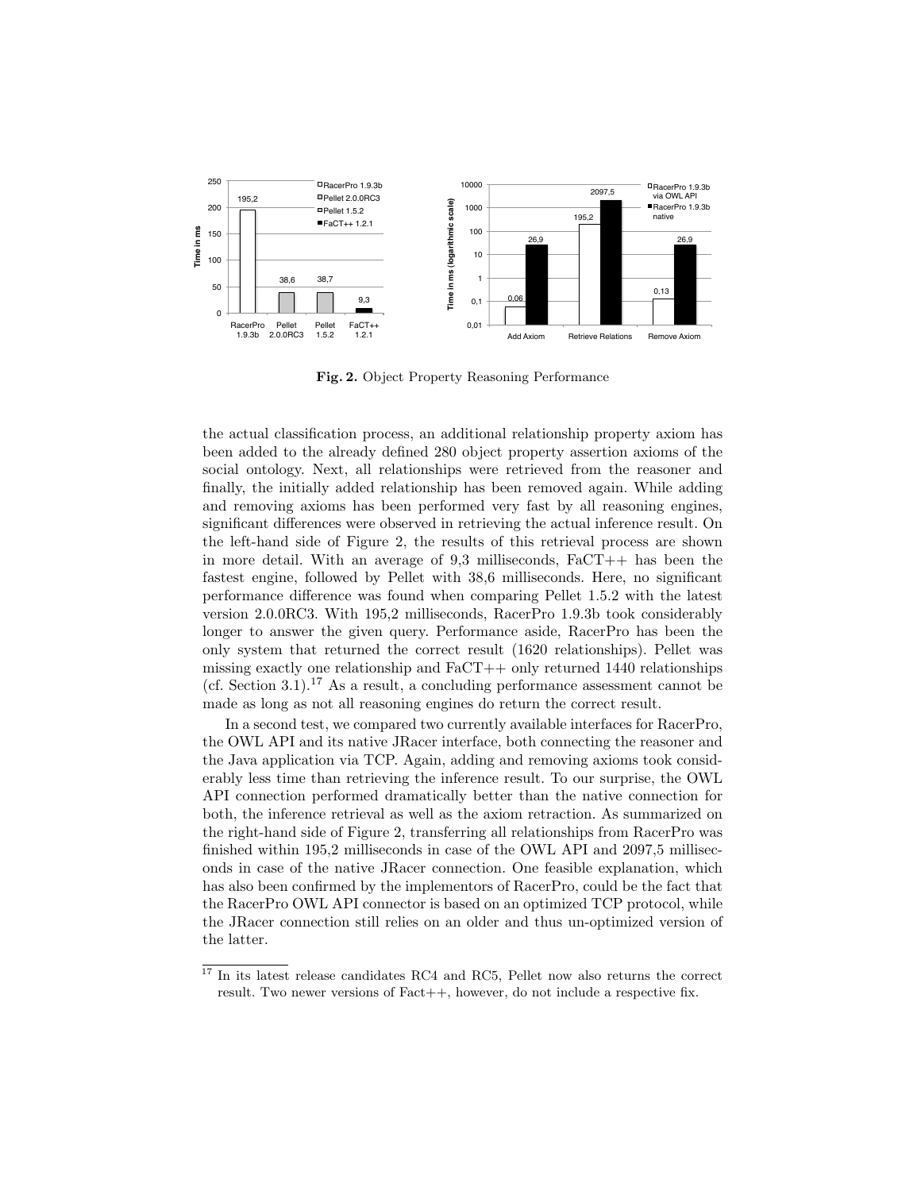**Fig. 2.** Object Property Reasoning Performance

the actual classification process, an additional relationship property axiom has been added to the already defined 280 object property assertion axioms of the social ontology. Next, all relationships were retrieved from the reasoner and finally, the initially added relationship has been removed again. While adding and removing axioms has been performed very fast by all reasoning engines, significant differences were observed in retrieving the actual inference result. On the left-hand side of Figure 2, the results of this retrieval process are shown in more detail. With an average of 9,3 milliseconds, FaCT++ has been the fastest engine, followed by Pellet with 38,6 milliseconds. Here, no significant performance difference was found when comparing Pellet 1.5.2 with the latest version 2.0.0RC3. With 195,2 milliseconds, RacerPro 1.9.3b took considerably longer to answer the given query. Performance aside, RacerPro has been the only system that returned the correct result (1620 relationships). Pellet was missing exactly one relationship and FaCT++ only returned 1440 relationships (cf. Section 3.1).[17] As a result, a concluding performance assessment cannot be made as long as not all reasoning engines do return the correct result.

In a second test, we compared two currently available interfaces for RacerPro, the OWL API and its native JRacer interface, both connecting the reasoner and the Java application via TCP. Again, adding and removing axioms took considerably less time than retrieving the inference result. To our surprise, the OWL API connection performed dramatically better than the native connection for both, the inference retrieval as well as the axiom retraction. As summarized on the right-hand side of Figure 2, transferring all relationships from RacerPro was finished within 195,2 milliseconds in case of the OWL API and 2097,5 milliseconds in case of the native JRacer connection. One feasible explanation, which has also been confirmed by the implementors of RacerPro, could be the fact that the RacerPro OWL API connector is based on an optimized TCP protocol, while the JRacer connection still relies on an older and thus un-optimized version of the latter.

[17] In its latest release candidates RC4 and RC5, Pellet now also returns the correct result. Two newer versions of Fact++, however, do not include a respective fix.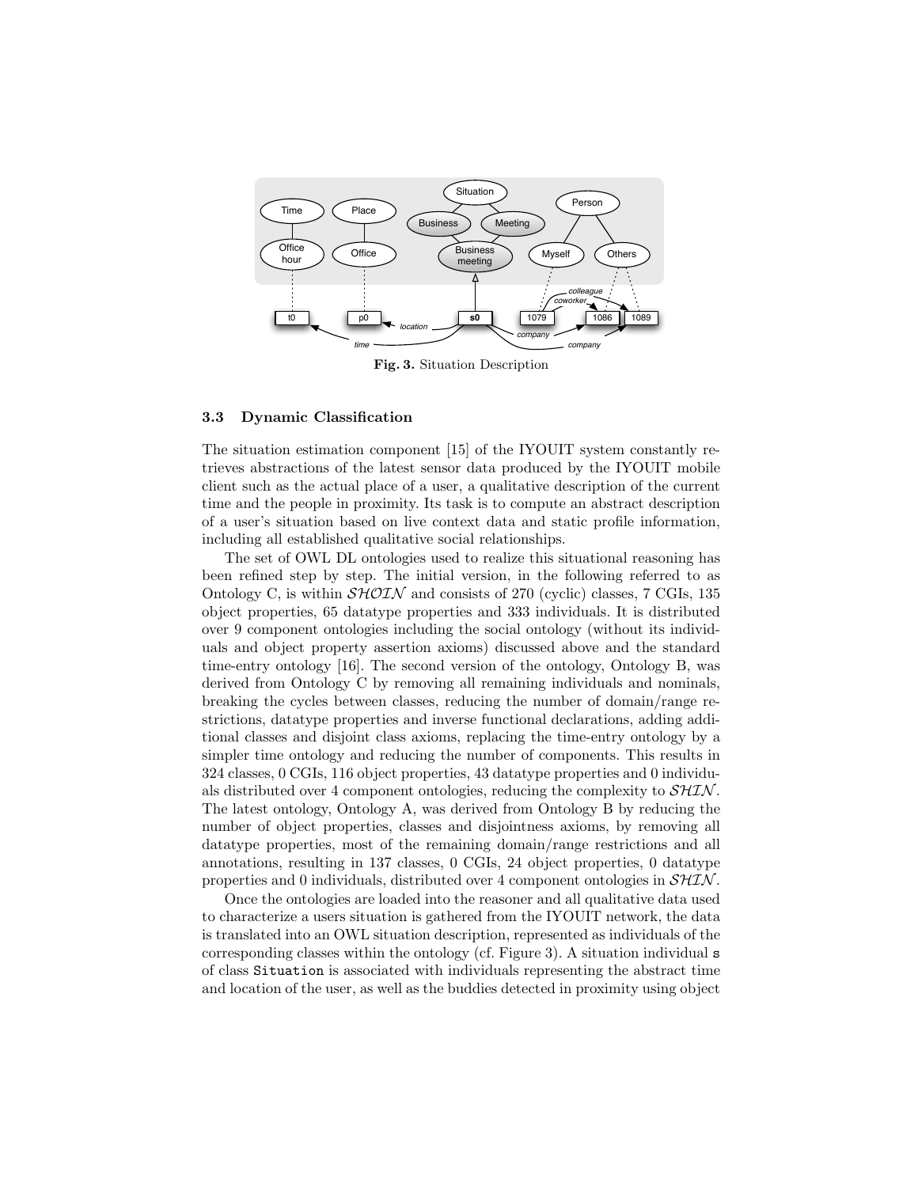Fig. 3. Situation Description

### 3.3 Dynamic Classification

The situation estimation component [15] of the IYOUIT system constantly retrieves abstractions of the latest sensor data produced by the IYOUIT mobile client such as the actual place of a user, a qualitative description of the current time and the people in proximity. Its task is to compute an abstract description of a user's situation based on live context data and static profile information, including all established qualitative social relationships.

The set of OWL DL ontologies used to realize this situational reasoning has been refined step by step. The initial version, in the following referred to as Ontology C, is within $\mathcal{SHOIN}$ and consists of 270 (cyclic) classes, 7 CGIs, 135 object properties, 65 datatype properties and 333 individuals. It is distributed over 9 component ontologies including the social ontology (without its individuals and object property assertion axioms) discussed above and the standard time-entry ontology [16]. The second version of the ontology, Ontology B, was derived from Ontology C by removing all remaining individuals and nominals, breaking the cycles between classes, reducing the number of domain/range restrictions, datatype properties and inverse functional declarations, adding additional classes and disjoint class axioms, replacing the time-entry ontology by a simpler time ontology and reducing the number of components. This results in 324 classes, 0 CGIs, 116 object properties, 43 datatype properties and 0 individuals distributed over 4 component ontologies, reducing the complexity to $\mathcal{SHIN}$. The latest ontology, Ontology A, was derived from Ontology B by reducing the number of object properties, classes and disjointness axioms, by removing all datatype properties, most of the remaining domain/range restrictions and all annotations, resulting in 137 classes, 0 CGIs, 24 object properties, 0 datatype properties and 0 individuals, distributed over 4 component ontologies in $\mathcal{SHIN}$.

Once the ontologies are loaded into the reasoner and all qualitative data used to characterize a users situation is gathered from the IYOUIT network, the data is translated into an OWL situation description, represented as individuals of the corresponding classes within the ontology (cf. Figure 3). A situation individual `s` of class `Situation` is associated with individuals representing the abstract time and location of the user, as well as the buddies detected in proximity using object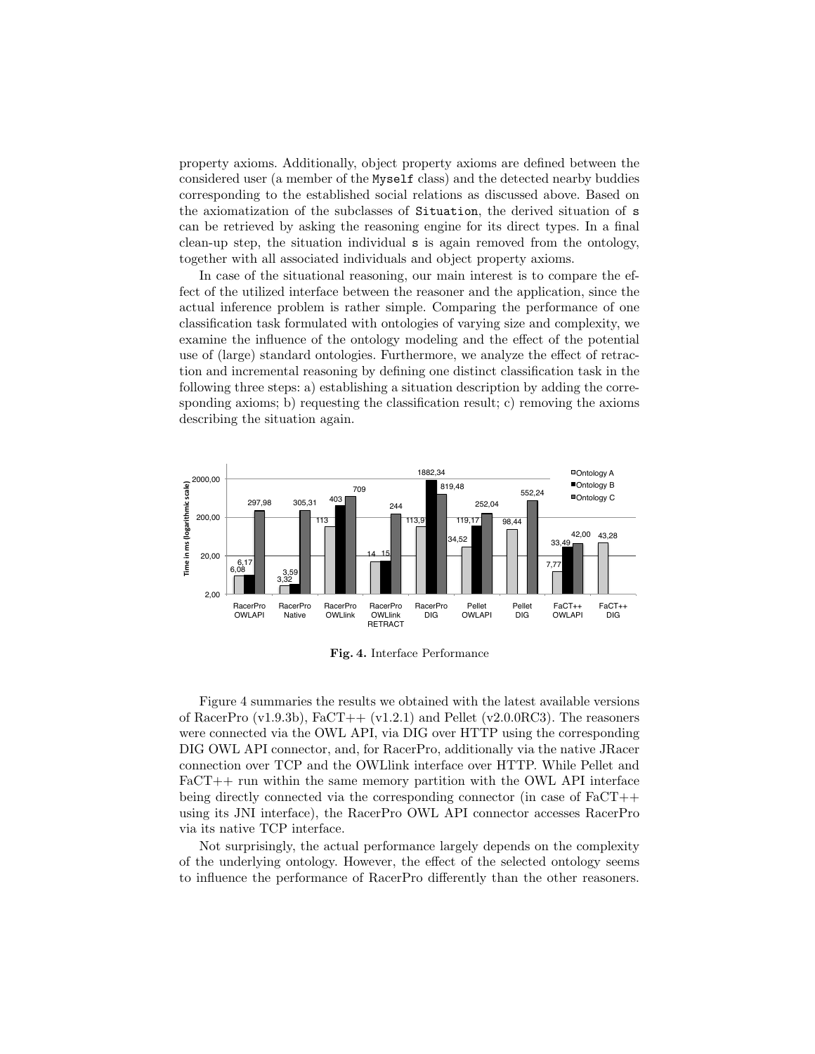property axioms. Additionally, object property axioms are defined between the considered user (a member of the `Myself` class) and the detected nearby buddies corresponding to the established social relations as discussed above. Based on the axiomatization of the subclasses of `Situation`, the derived situation of `s` can be retrieved by asking the reasoning engine for its direct types. In a final clean-up step, the situation individual `s` is again removed from the ontology, together with all associated individuals and object property axioms.

In case of the situational reasoning, our main interest is to compare the effect of the utilized interface between the reasoner and the application, since the actual inference problem is rather simple. Comparing the performance of one classification task formulated with ontologies of varying size and complexity, we examine the influence of the ontology modeling and the effect of the potential use of (large) standard ontologies. Furthermore, we analyze the effect of retraction and incremental reasoning by defining one distinct classification task in the following three steps: a) establishing a situation description by adding the corresponding axioms; b) requesting the classification result; c) removing the axioms describing the situation again.

| Time in ms (logarithmic scale) | Ontology A | Ontology B | Ontology C |
|---|---|---|---|
| RacerPro OWLAPI | 6,08 | 6,17 | 297,98 |
| RacerPro Native | 3,32 | 3,59 | 305,31 |
| RacerPro OWLlink | 113 | 403 | 709 |
| RacerPro OWLlink RETRACT | 14 | 15 | 244 |
| RacerPro DIG | 113,97 | 1882,34 | 819,48 |
| Pellet OWLAPI | 34,52 | 119,17 | 252,04 |
| Pellet DIG | 98,44 | | 552,24 |
| FaCT++ OWLAPI | 7,77 | 33,49 | 42,00 |
| FaCT++ DIG | 43,28 | | |

**Fig. 4.** Interface Performance

Figure 4 summaries the results we obtained with the latest available versions of RacerPro (v1.9.3b), FaCT++ (v1.2.1) and Pellet (v2.0.0RC3). The reasoners were connected via the OWL API, via DIG over HTTP using the corresponding DIG OWL API connector, and, for RacerPro, additionally via the native JRacer connection over TCP and the OWLlink interface over HTTP. While Pellet and FaCT++ run within the same memory partition with the OWL API interface being directly connected via the corresponding connector (in case of FaCT++ using its JNI interface), the RacerPro OWL API connector accesses RacerPro via its native TCP interface.

Not surprisingly, the actual performance largely depends on the complexity of the underlying ontology. However, the effect of the selected ontology seems to influence the performance of RacerPro differently than the other reasoners.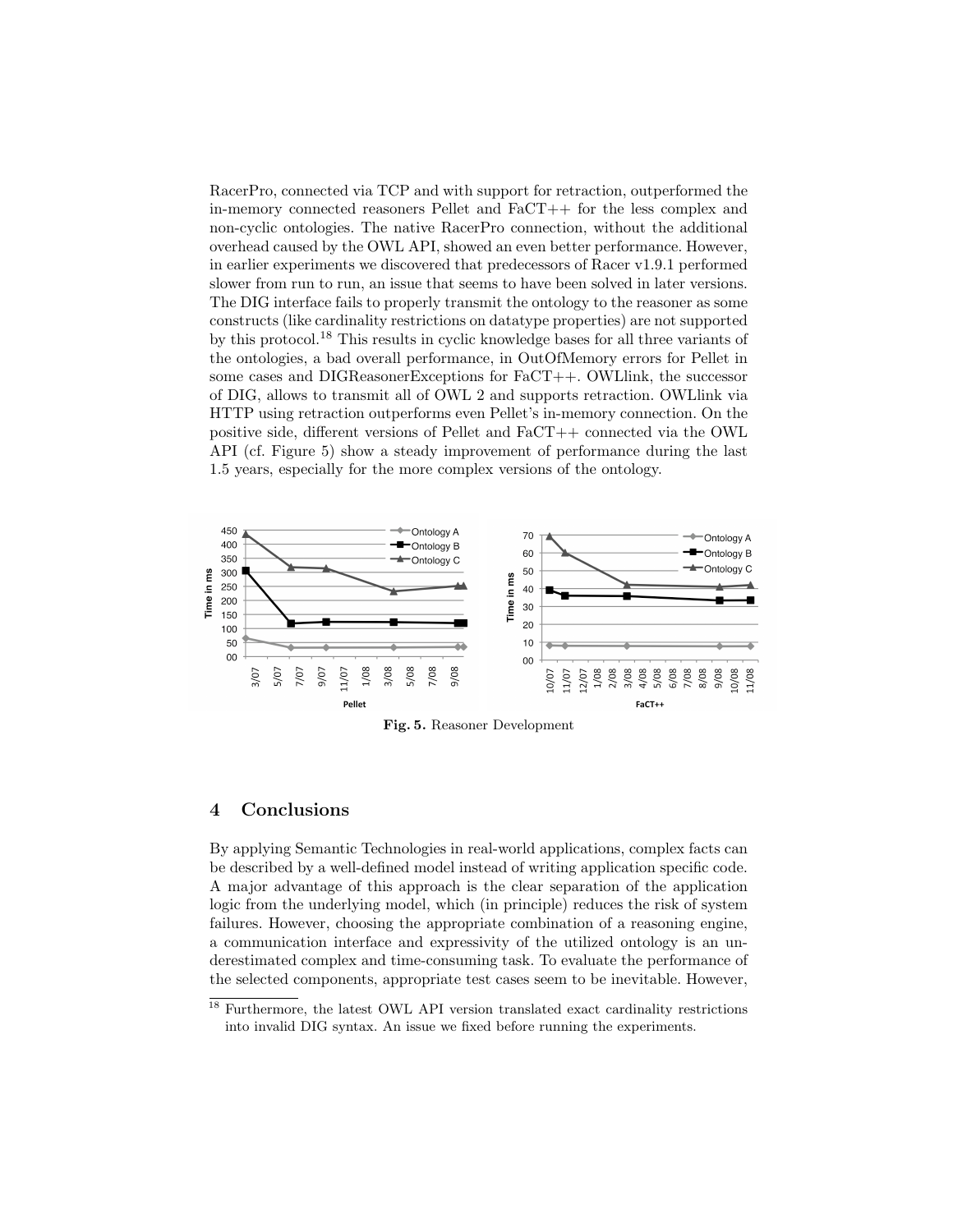RacerPro, connected via TCP and with support for retraction, outperformed the in-memory connected reasoners Pellet and FaCT++ for the less complex and non-cyclic ontologies. The native RacerPro connection, without the additional overhead caused by the OWL API, showed an even better performance. However, in earlier experiments we discovered that predecessors of Racer v1.9.1 performed slower from run to run, an issue that seems to have been solved in later versions. The DIG interface fails to properly transmit the ontology to the reasoner as some constructs (like cardinality restrictions on datatype properties) are not supported by this protocol.[18] This results in cyclic knowledge bases for all three variants of the ontologies, a bad overall performance, in OutOfMemory errors for Pellet in some cases and DIGReasonerExceptions for FaCT++. OWLlink, the successor of DIG, allows to transmit all of OWL 2 and supports retraction. OWLlink via HTTP using retraction outperforms even Pellet's in-memory connection. On the positive side, different versions of Pellet and FaCT++ connected via the OWL API (cf. Figure 5) show a steady improvement of performance during the last 1.5 years, especially for the more complex versions of the ontology.

**Fig. 5.** Reasoner Development

## 4 Conclusions

By applying Semantic Technologies in real-world applications, complex facts can be described by a well-defined model instead of writing application specific code. A major advantage of this approach is the clear separation of the application logic from the underlying model, which (in principle) reduces the risk of system failures. However, choosing the appropriate combination of a reasoning engine, a communication interface and expressivity of the utilized ontology is an underestimated complex and time-consuming task. To evaluate the performance of the selected components, appropriate test cases seem to be inevitable. However,

[18] Furthermore, the latest OWL API version translated exact cardinality restrictions into invalid DIG syntax. An issue we fixed before running the experiments.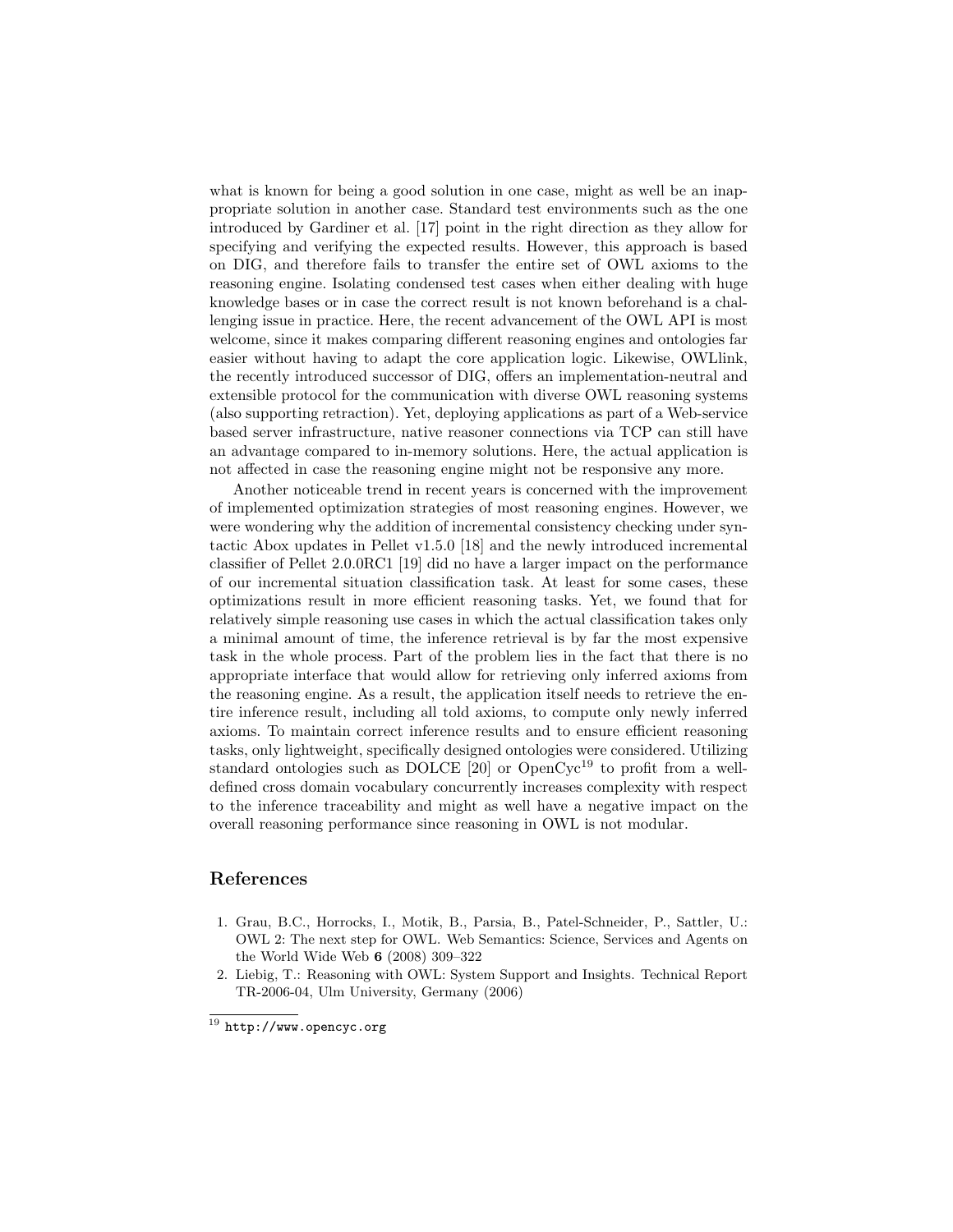what is known for being a good solution in one case, might as well be an inappropriate solution in another case. Standard test environments such as the one introduced by Gardiner et al. [17] point in the right direction as they allow for specifying and verifying the expected results. However, this approach is based on DIG, and therefore fails to transfer the entire set of OWL axioms to the reasoning engine. Isolating condensed test cases when either dealing with huge knowledge bases or in case the correct result is not known beforehand is a challenging issue in practice. Here, the recent advancement of the OWL API is most welcome, since it makes comparing different reasoning engines and ontologies far easier without having to adapt the core application logic. Likewise, OWLlink, the recently introduced successor of DIG, offers an implementation-neutral and extensible protocol for the communication with diverse OWL reasoning systems (also supporting retraction). Yet, deploying applications as part of a Web-service based server infrastructure, native reasoner connections via TCP can still have an advantage compared to in-memory solutions. Here, the actual application is not affected in case the reasoning engine might not be responsive any more.

Another noticeable trend in recent years is concerned with the improvement of implemented optimization strategies of most reasoning engines. However, we were wondering why the addition of incremental consistency checking under syntactic Abox updates in Pellet v1.5.0 [18] and the newly introduced incremental classifier of Pellet 2.0.0RC1 [19] did no have a larger impact on the performance of our incremental situation classification task. At least for some cases, these optimizations result in more efficient reasoning tasks. Yet, we found that for relatively simple reasoning use cases in which the actual classification takes only a minimal amount of time, the inference retrieval is by far the most expensive task in the whole process. Part of the problem lies in the fact that there is no appropriate interface that would allow for retrieving only inferred axioms from the reasoning engine. As a result, the application itself needs to retrieve the entire inference result, including all told axioms, to compute only newly inferred axioms. To maintain correct inference results and to ensure efficient reasoning tasks, only lightweight, specifically designed ontologies were considered. Utilizing standard ontologies such as DOLCE [20] or OpenCyc[19] to profit from a well-defined cross domain vocabulary concurrently increases complexity with respect to the inference traceability and might as well have a negative impact on the overall reasoning performance since reasoning in OWL is not modular.

## References

1. Grau, B.C., Horrocks, I., Motik, B., Parsia, B., Patel-Schneider, P., Sattler, U.: OWL 2: The next step for OWL. Web Semantics: Science, Services and Agents on the World Wide Web **6** (2008) 309–322
2. Liebig, T.: Reasoning with OWL: System Support and Insights. Technical Report TR-2006-04, Ulm University, Germany (2006)

[19] http://www.opencyc.org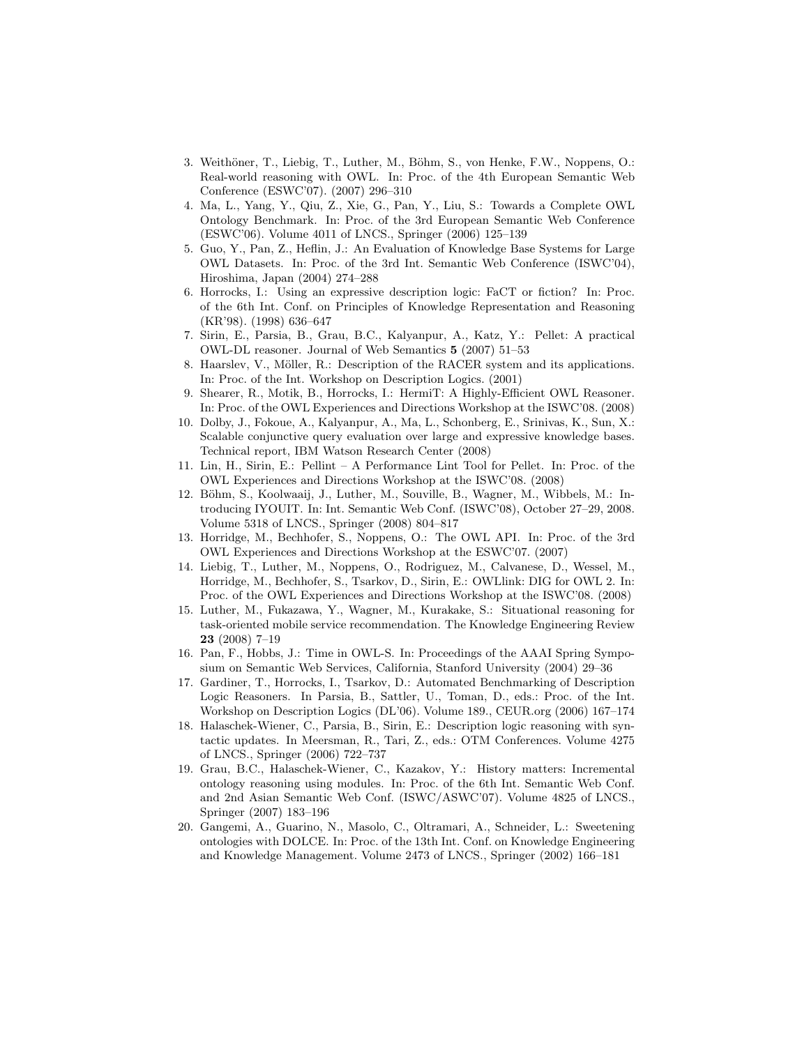3. Weithöner, T., Liebig, T., Luther, M., Böhm, S., von Henke, F.W., Noppens, O.: Real-world reasoning with OWL. In: Proc. of the 4th European Semantic Web Conference (ESWC'07). (2007) 296–310
4. Ma, L., Yang, Y., Qiu, Z., Xie, G., Pan, Y., Liu, S.: Towards a Complete OWL Ontology Benchmark. In: Proc. of the 3rd European Semantic Web Conference (ESWC'06). Volume 4011 of LNCS., Springer (2006) 125–139
5. Guo, Y., Pan, Z., Heflin, J.: An Evaluation of Knowledge Base Systems for Large OWL Datasets. In: Proc. of the 3rd Int. Semantic Web Conference (ISWC'04), Hiroshima, Japan (2004) 274–288
6. Horrocks, I.: Using an expressive description logic: FaCT or fiction? In: Proc. of the 6th Int. Conf. on Principles of Knowledge Representation and Reasoning (KR'98). (1998) 636–647
7. Sirin, E., Parsia, B., Grau, B.C., Kalyanpur, A., Katz, Y.: Pellet: A practical OWL-DL reasoner. Journal of Web Semantics **5** (2007) 51–53
8. Haarslev, V., Möller, R.: Description of the RACER system and its applications. In: Proc. of the Int. Workshop on Description Logics. (2001)
9. Shearer, R., Motik, B., Horrocks, I.: HermiT: A Highly-Efficient OWL Reasoner. In: Proc. of the OWL Experiences and Directions Workshop at the ISWC'08. (2008)
10. Dolby, J., Fokoue, A., Kalyanpur, A., Ma, L., Schonberg, E., Srinivas, K., Sun, X.: Scalable conjunctive query evaluation over large and expressive knowledge bases. Technical report, IBM Watson Research Center (2008)
11. Lin, H., Sirin, E.: Pellint – A Performance Lint Tool for Pellet. In: Proc. of the OWL Experiences and Directions Workshop at the ISWC'08. (2008)
12. Böhm, S., Koolwaaij, J., Luther, M., Souville, B., Wagner, M., Wibbels, M.: Introducing IYOUIT. In: Int. Semantic Web Conf. (ISWC'08), October 27–29, 2008. Volume 5318 of LNCS., Springer (2008) 804–817
13. Horridge, M., Bechhofer, S., Noppens, O.: The OWL API. In: Proc. of the 3rd OWL Experiences and Directions Workshop at the ESWC'07. (2007)
14. Liebig, T., Luther, M., Noppens, O., Rodriguez, M., Calvanese, D., Wessel, M., Horridge, M., Bechhofer, S., Tsarkov, D., Sirin, E.: OWLlink: DIG for OWL 2. In: Proc. of the OWL Experiences and Directions Workshop at the ISWC'08. (2008)
15. Luther, M., Fukazawa, Y., Wagner, M., Kurakake, S.: Situational reasoning for task-oriented mobile service recommendation. The Knowledge Engineering Review **23** (2008) 7–19
16. Pan, F., Hobbs, J.: Time in OWL-S. In: Proceedings of the AAAI Spring Symposium on Semantic Web Services, California, Stanford University (2004) 29–36
17. Gardiner, T., Horrocks, I., Tsarkov, D.: Automated Benchmarking of Description Logic Reasoners. In Parsia, B., Sattler, U., Toman, D., eds.: Proc. of the Int. Workshop on Description Logics (DL'06). Volume 189., CEUR.org (2006) 167–174
18. Halaschek-Wiener, C., Parsia, B., Sirin, E.: Description logic reasoning with syntactic updates. In Meersman, R., Tari, Z., eds.: OTM Conferences. Volume 4275 of LNCS., Springer (2006) 722–737
19. Grau, B.C., Halaschek-Wiener, C., Kazakov, Y.: History matters: Incremental ontology reasoning using modules. In: Proc. of the 6th Int. Semantic Web Conf. and 2nd Asian Semantic Web Conf. (ISWC/ASWC'07). Volume 4825 of LNCS., Springer (2007) 183–196
20. Gangemi, A., Guarino, N., Masolo, C., Oltramari, A., Schneider, L.: Sweetening ontologies with DOLCE. In: Proc. of the 13th Int. Conf. on Knowledge Engineering and Knowledge Management. Volume 2473 of LNCS., Springer (2002) 166–181